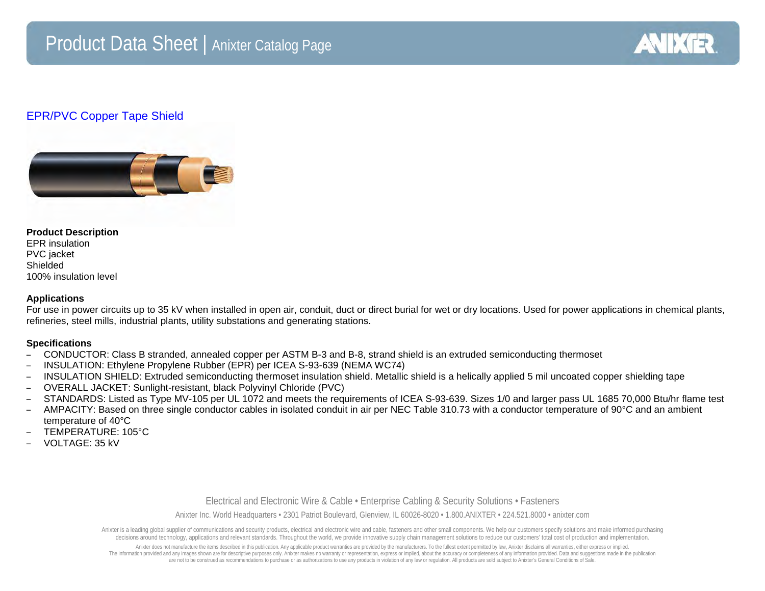# Product Data Sheet | Anixter Catalog Page

## EPR/PVC Copper Tape Shield

**Product Description**
EPR insulation
PVC jacket
Shielded
100% insulation level

**Applications**
For use in power circuits up to 35 kV when installed in open air, conduit, duct or direct burial for wet or dry locations. Used for power applications in chemical plants, refineries, steel mills, industrial plants, utility substations and generating stations.

**Specifications**

- CONDUCTOR: Class B stranded, annealed copper per ASTM B-3 and B-8, strand shield is an extruded semiconducting thermoset
- INSULATION: Ethylene Propylene Rubber (EPR) per ICEA S-93-639 (NEMA WC74)
- INSULATION SHIELD: Extruded semiconducting thermoset insulation shield. Metallic shield is a helically applied 5 mil uncoated copper shielding tape
- OVERALL JACKET: Sunlight-resistant, black Polyvinyl Chloride (PVC)
- STANDARDS: Listed as Type MV-105 per UL 1072 and meets the requirements of ICEA S-93-639. Sizes 1/0 and larger pass UL 1685 70,000 Btu/hr flame test
- AMPACITY: Based on three single conductor cables in isolated conduit in air per NEC Table 310.73 with a conductor temperature of 90°C and an ambient temperature of 40°C
- TEMPERATURE: 105°C
- VOLTAGE: 35 kV

Electrical and Electronic Wire & Cable • Enterprise Cabling & Security Solutions • Fasteners

Anixter Inc. World Headquarters • 2301 Patriot Boulevard, Glenview, IL 60026-8020 • 1.800.ANIXTER • 224.521.8000 • anixter.com

Anixter is a leading global supplier of communications and security products, electrical and electronic wire and cable, fasteners and other small components. We help our customers specify solutions and make informed purchasing decisions around technology, applications and relevant standards. Throughout the world, we provide innovative supply chain management solutions to reduce our customers' total cost of production and implementation.

Anixter does not manufacture the items described in this publication. Any applicable product warranties are provided by the manufacturers. To the fullest extent permitted by law, Anixter disclaims all warranties, either express or implied. The information provided and any images shown are for descriptive purposes only. Anixter makes no warranty or representation, express or implied, about the accuracy or completeness of any information provided. Data and suggestions made in the publication are not to be construed as recommendations to purchase or as authorizations to use any products in violation of any law or regulation. All products are sold subject to Anixter's General Conditions of Sale.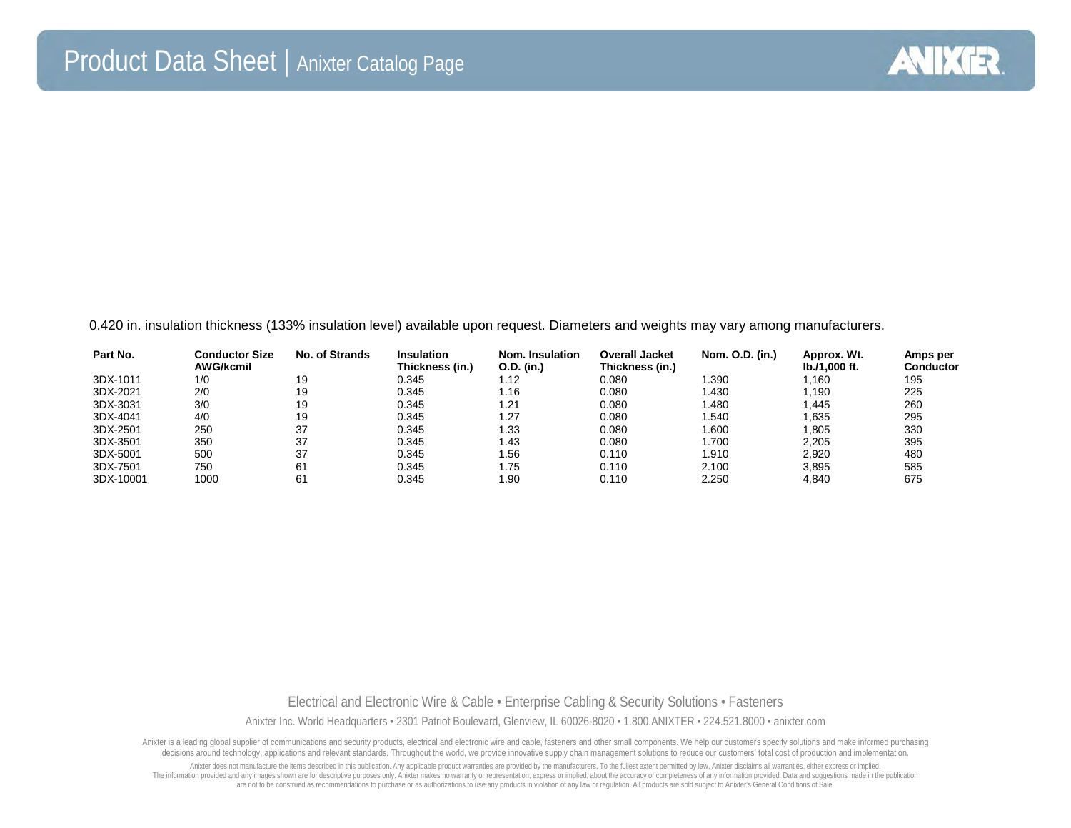0.420 in. insulation thickness (133% insulation level) available upon request. Diameters and weights may vary among manufacturers.

| Part No. | Conductor Size AWG/kcmil | No. of Strands | Insulation Thickness (in.) | Nom. Insulation O.D. (in.) | Overall Jacket Thickness (in.) | Nom. O.D. (in.) | Approx. Wt. lb./1,000 ft. | Amps per Conductor |
|---|---|---|---|---|---|---|---|---|
| 3DX-1011 | 1/0 | 19 | 0.345 | 1.12 | 0.080 | 1.390 | 1,160 | 195 |
| 3DX-2021 | 2/0 | 19 | 0.345 | 1.16 | 0.080 | 1.430 | 1,190 | 225 |
| 3DX-3031 | 3/0 | 19 | 0.345 | 1.21 | 0.080 | 1.480 | 1,445 | 260 |
| 3DX-4041 | 4/0 | 19 | 0.345 | 1.27 | 0.080 | 1.540 | 1,635 | 295 |
| 3DX-2501 | 250 | 37 | 0.345 | 1.33 | 0.080 | 1.600 | 1,805 | 330 |
| 3DX-3501 | 350 | 37 | 0.345 | 1.43 | 0.080 | 1.700 | 2,205 | 395 |
| 3DX-5001 | 500 | 37 | 0.345 | 1.56 | 0.110 | 1.910 | 2,920 | 480 |
| 3DX-7501 | 750 | 61 | 0.345 | 1.75 | 0.110 | 2.100 | 3,895 | 585 |
| 3DX-10001 | 1000 | 61 | 0.345 | 1.90 | 0.110 | 2.250 | 4,840 | 675 |